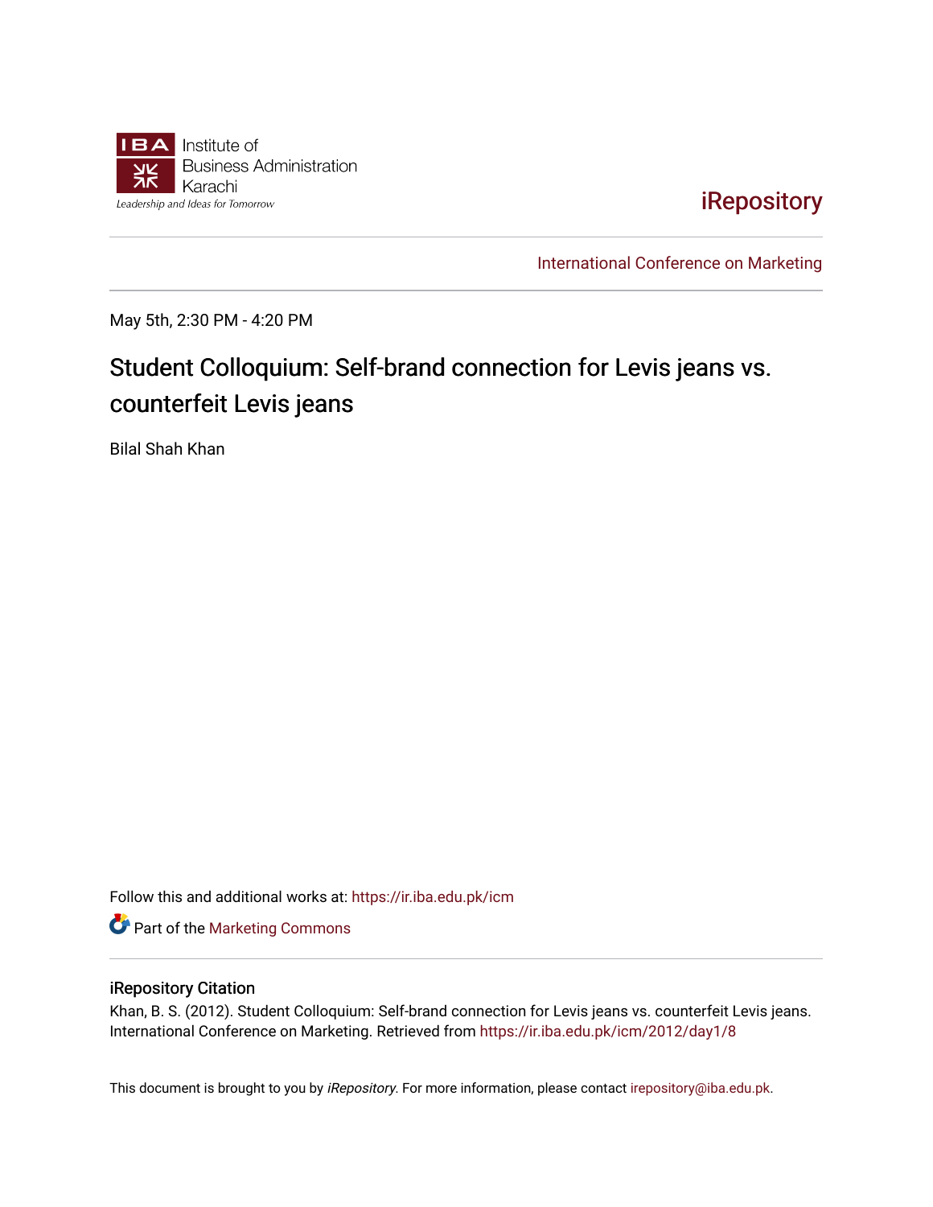Institute of Business Administration Karachi

*Leadership and Ideas for Tomorrow*

iRepository

International Conference on Marketing

May 5th, 2:30 PM - 4:20 PM

# Student Colloquium: Self-brand connection for Levis jeans vs. counterfeit Levis jeans

Bilal Shah Khan

Follow this and additional works at: https://ir.iba.edu.pk/icm

Part of the Marketing Commons

## iRepository Citation

Khan, B. S. (2012). Student Colloquium: Self-brand connection for Levis jeans vs. counterfeit Levis jeans. International Conference on Marketing. Retrieved from https://ir.iba.edu.pk/icm/2012/day1/8

This document is brought to you by *iRepository*. For more information, please contact irepository@iba.edu.pk.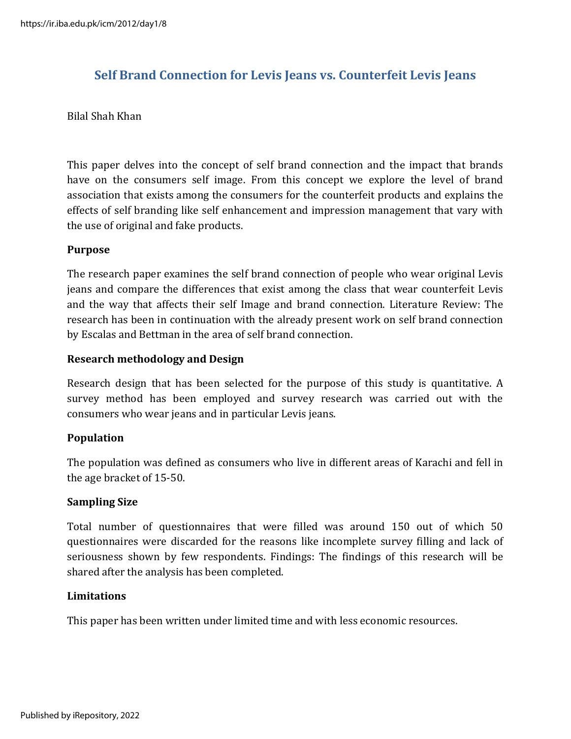# Self Brand Connection for Levis Jeans vs. Counterfeit Levis Jeans

Bilal Shah Khan

This paper delves into the concept of self brand connection and the impact that brands have on the consumers self image. From this concept we explore the level of brand association that exists among the consumers for the counterfeit products and explains the effects of self branding like self enhancement and impression management that vary with the use of original and fake products.

### Purpose

The research paper examines the self brand connection of people who wear original Levis jeans and compare the differences that exist among the class that wear counterfeit Levis and the way that affects their self Image and brand connection. Literature Review: The research has been in continuation with the already present work on self brand connection by Escalas and Bettman in the area of self brand connection.

### Research methodology and Design

Research design that has been selected for the purpose of this study is quantitative. A survey method has been employed and survey research was carried out with the consumers who wear jeans and in particular Levis jeans.

### Population

The population was defined as consumers who live in different areas of Karachi and fell in the age bracket of 15-50.

### Sampling Size

Total number of questionnaires that were filled was around 150 out of which 50 questionnaires were discarded for the reasons like incomplete survey filling and lack of seriousness shown by few respondents. Findings: The findings of this research will be shared after the analysis has been completed.

### Limitations

This paper has been written under limited time and with less economic resources.